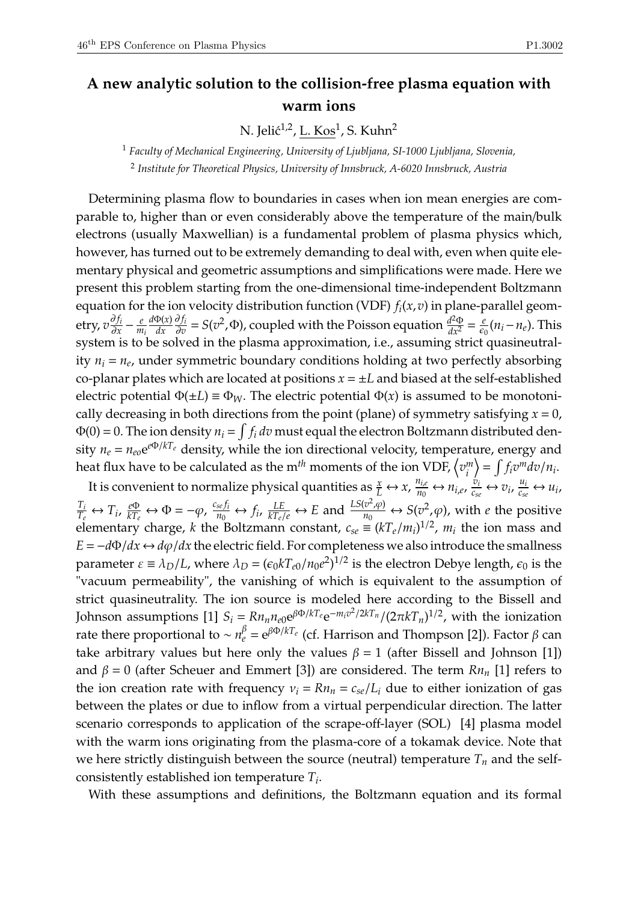# A new analytic solution to the collision-free plasma equation with warm ions

N. Jelić[1,2], L. Kos[1], S. Kuhn[2]

[1] *Faculty of Mechanical Engineering, University of Ljubljana, SI-1000 Ljubljana, Slovenia,*

[2] *Institute for Theoretical Physics, University of Innsbruck, A-6020 Innsbruck, Austria*

Determining plasma flow to boundaries in cases when ion mean energies are comparable to, higher than or even considerably above the temperature of the main/bulk electrons (usually Maxwellian) is a fundamental problem of plasma physics which, however, has turned out to be extremely demanding to deal with, even when quite elementary physical and geometric assumptions and simplifications were made. Here we present this problem starting from the one-dimensional time-independent Boltzmann equation for the ion velocity distribution function (VDF) $f_i(x,v)$ in plane-parallel geometry, $v\frac{\partial f_i}{\partial x} - \frac{e}{m_i}\frac{d\Phi(x)}{dx}\frac{\partial f_i}{\partial v} = S(v^2,\Phi)$, coupled with the Poisson equation $\frac{d^2\Phi}{dx^2} = \frac{e}{\epsilon_0}(n_i - n_e)$. This system is to be solved in the plasma approximation, i.e., assuming strict quasineutrality $n_i = n_e$, under symmetric boundary conditions holding at two perfectly absorbing co-planar plates which are located at positions $x = \pm L$ and biased at the self-established electric potential $\Phi(\pm L) \equiv \Phi_W$. The electric potential $\Phi(x)$ is assumed to be monotonically decreasing in both directions from the point (plane) of symmetry satisfying $x = 0$, $\Phi(0) = 0$. The ion density $n_i = \int f_i \, dv$ must equal the electron Boltzmann distributed density $n_e = n_{eo}e^{e\Phi/kT_e}$ density, while the ion directional velocity, temperature, energy and heat flux have to be calculated as the m$^{th}$ moments of the ion VDF, $\left\langle v_i^m \right\rangle = \int f_i v^m dv / n_i$.

It is convenient to normalize physical quantities as $\frac{x}{L} \leftrightarrow x$, $\frac{n_{i,e}}{n_0} \leftrightarrow n_{i,e}$, $\frac{v_i}{c_{se}} \leftrightarrow v_i$, $\frac{u_i}{c_{se}} \leftrightarrow u_i$, $\frac{T_i}{T_e} \leftrightarrow T_i$, $\frac{e\Phi}{kT_e} \leftrightarrow \Phi = -\varphi$, $\frac{c_{se} f_i}{n_0} \leftrightarrow f_i$, $\frac{LE}{kT_e/e} \leftrightarrow E$ and $\frac{LS(v^2,\varphi)}{n_0} \leftrightarrow S(v^2,\varphi)$, with $e$ the positive elementary charge, $k$ the Boltzmann constant, $c_{se} \equiv (kT_e/m_i)^{1/2}$, $m_i$ the ion mass and $E = -d\Phi/dx \leftrightarrow d\varphi/dx$ the electric field. For completeness we also introduce the smallness parameter $\varepsilon \equiv \lambda_D/L$, where $\lambda_D = (\epsilon_0 kT_{e0}/n_0 e^2)^{1/2}$ is the electron Debye length, $\epsilon_0$ is the "vacuum permeability", the vanishing of which is equivalent to the assumption of strict quasineutrality. The ion source is modeled here according to the Bissell and Johnson assumptions [1] $S_i = Rn_n n_{e0} e^{\beta\Phi/kT_e} e^{-m_i v^2/2kT_n}/(2\pi kT_n)^{1/2}$, with the ionization rate there proportional to $\sim n_e^\beta = e^{\beta\Phi/kT_e}$ (cf. Harrison and Thompson [2]). Factor $\beta$ can take arbitrary values but here only the values $\beta = 1$ (after Bissell and Johnson [1]) and $\beta = 0$ (after Scheuer and Emmert [3]) are considered. The term $Rn_n$ [1] refers to the ion creation rate with frequency $\nu_i = Rn_n = c_{se}/L_i$ due to either ionization of gas between the plates or due to inflow from a virtual perpendicular direction. The latter scenario corresponds to application of the scrape-off-layer (SOL) [4] plasma model with the warm ions originating from the plasma-core of a tokamak device. Note that we here strictly distinguish between the source (neutral) temperature $T_n$ and the self-consistently established ion temperature $T_i$.

With these assumptions and definitions, the Boltzmann equation and its formal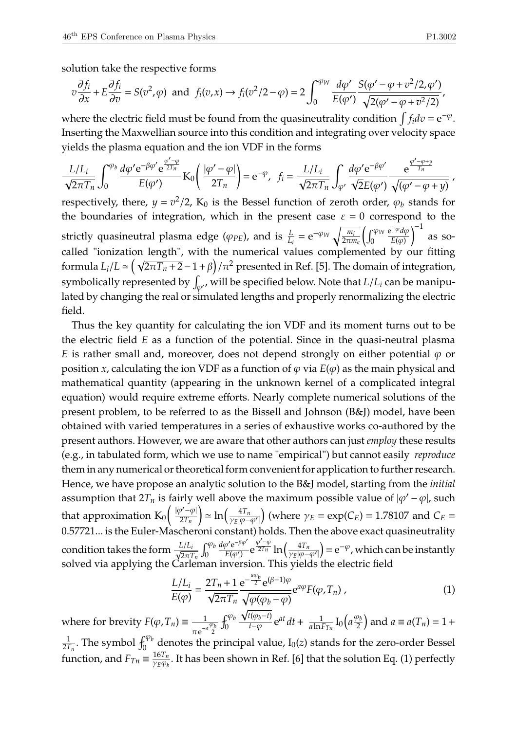solution take the respective forms

$$v\frac{\partial f_i}{\partial x}+E\frac{\partial f_i}{\partial v}=S(v^2,\varphi)\ \text{ and }\ f_i(v,x)\to f_i(v^2/2-\varphi)=2\int_0^{\varphi_W}\frac{d\varphi'}{E(\varphi')}\frac{S(\varphi'-\varphi+v^2/2,\varphi')}{\sqrt{2(\varphi'-\varphi+v^2/2)}},$$

where the electric field must be found from the quasineutrality condition $\int f_i dv = \mathrm{e}^{-\varphi}$. Inserting the Maxwellian source into this condition and integrating over velocity space yields the plasma equation and the ion VDF in the forms

$$\frac{L/L_i}{\sqrt{2\pi T_n}}\int_0^{\varphi_b}\frac{d\varphi' \mathrm{e}^{-\beta\varphi'}\mathrm{e}^{\frac{\varphi'-\varphi}{2T_n}}}{E(\varphi')}\mathrm{K}_0\left(\frac{|\varphi'-\varphi|}{2T_n}\right)=\mathrm{e}^{-\varphi},\ \ f_i=\frac{L/L_i}{\sqrt{2\pi T_n}}\int_{\varphi'}\frac{d\varphi' \mathrm{e}^{-\beta\varphi'}}{\sqrt{2}E(\varphi')}\frac{\mathrm{e}^{\frac{\varphi'-\varphi+y}{T_n}}}{\sqrt{(\varphi'-\varphi+y)}},$$

respectively, there, $y=v^2/2$, $\mathrm{K}_0$ is the Bessel function of zeroth order, $\varphi_b$ stands for the boundaries of integration, which in the present case $\varepsilon=0$ correspond to the strictly quasineutral plasma edge ($\varphi_{PE}$), and is $\frac{L}{L_i}=\mathrm{e}^{-\varphi_W}\sqrt{\frac{m_i}{2\pi m_e}}\left(\int_0^{\varphi_W}\frac{\mathrm{e}^{-\varphi}d\varphi}{E(\varphi)}\right)^{-1}$ as so-called "ionization length", with the numerical values complemented by our fitting formula $L_i/L\simeq\left(\sqrt{2\pi T_n+2}-1+\beta\right)/\pi^2$ presented in Ref. [5]. The domain of integration, symbolically represented by $\int_{\varphi'}$, will be specified below. Note that $L/L_i$ can be manipulated by changing the real or simulated lengths and properly renormalizing the electric field.

Thus the key quantity for calculating the ion VDF and its moment turns out to be the electric field $E$ as a function of the potential. Since in the quasi-neutral plasma $E$ is rather small and, moreover, does not depend strongly on either potential $\varphi$ or position $x$, calculating the ion VDF as a function of $\varphi$ via $E(\varphi)$ as the main physical and mathematical quantity (appearing in the unknown kernel of a complicated integral equation) would require extreme efforts. Nearly complete numerical solutions of the present problem, to be referred to as the Bissell and Johnson (B&J) model, have been obtained with varied temperatures in a series of exhaustive works co-authored by the present authors. However, we are aware that other authors can just *employ* these results (e.g., in tabulated form, which we use to name "empirical") but cannot easily *reproduce* them in any numerical or theoretical form convenient for application to further research. Hence, we have propose an analytic solution to the B&J model, starting from the *initial* assumption that $2T_n$ is fairly well above the maximum possible value of $|\varphi'-\varphi|$, such that approximation $\mathrm{K}_0\left(\frac{|\varphi'-\varphi|}{2T_n}\right)\simeq\ln\left(\frac{4T_n}{\gamma_E|\varphi-\varphi'|}\right)$ (where $\gamma_E=\exp(C_E)=1.78107$ and $C_E=0.57721...$ is the Euler-Mascheroni constant) holds. Then the above exact quasineutrality condition takes the form $\frac{L/L_i}{\sqrt{2\pi T_n}}\int_0^{\varphi_b}\frac{d\varphi' \mathrm{e}^{-\beta\varphi'}}{E(\varphi')}\mathrm{e}^{\frac{\varphi'-\varphi}{2T_n}}\ln\left(\frac{4T_n}{\gamma_E|\varphi-\varphi'|}\right)=\mathrm{e}^{-\varphi}$, which can be instantly solved via applying the Carleman inversion. This yields the electric field

$$\frac{L/L_i}{E(\varphi)}=\frac{2T_n+1}{\sqrt{2\pi T_n}}\frac{\mathrm{e}^{-\frac{a\varphi_b}{2}}\mathrm{e}^{(\beta-1)\varphi}}{\sqrt{\varphi(\varphi_b-\varphi)}}\mathrm{e}^{a\varphi}F(\varphi,T_n)\,, \tag{1}$$

where for brevity $F(\varphi,T_n)\equiv\frac{1}{\pi\mathrm{e}^{-a\frac{\varphi_b}{2}}}⨍_0^{\varphi_b}\frac{\sqrt{t(\varphi_b-t)}}{t-\varphi}\mathrm{e}^{at}dt+\frac{1}{a\ln F_{Tn}}\mathrm{I}_0\left(a\frac{\varphi_b}{2}\right)$ and $a\equiv a(T_n)=1+\frac{1}{2T_n}$. The symbol $⨍_0^{\varphi_b}$ denotes the principal value, $\mathrm{I}_0(z)$ stands for the zero-order Bessel function, and $F_{Tn}\equiv\frac{16T_n}{\gamma_E\varphi_b}$. It has been shown in Ref. [6] that the solution Eq. (1) perfectly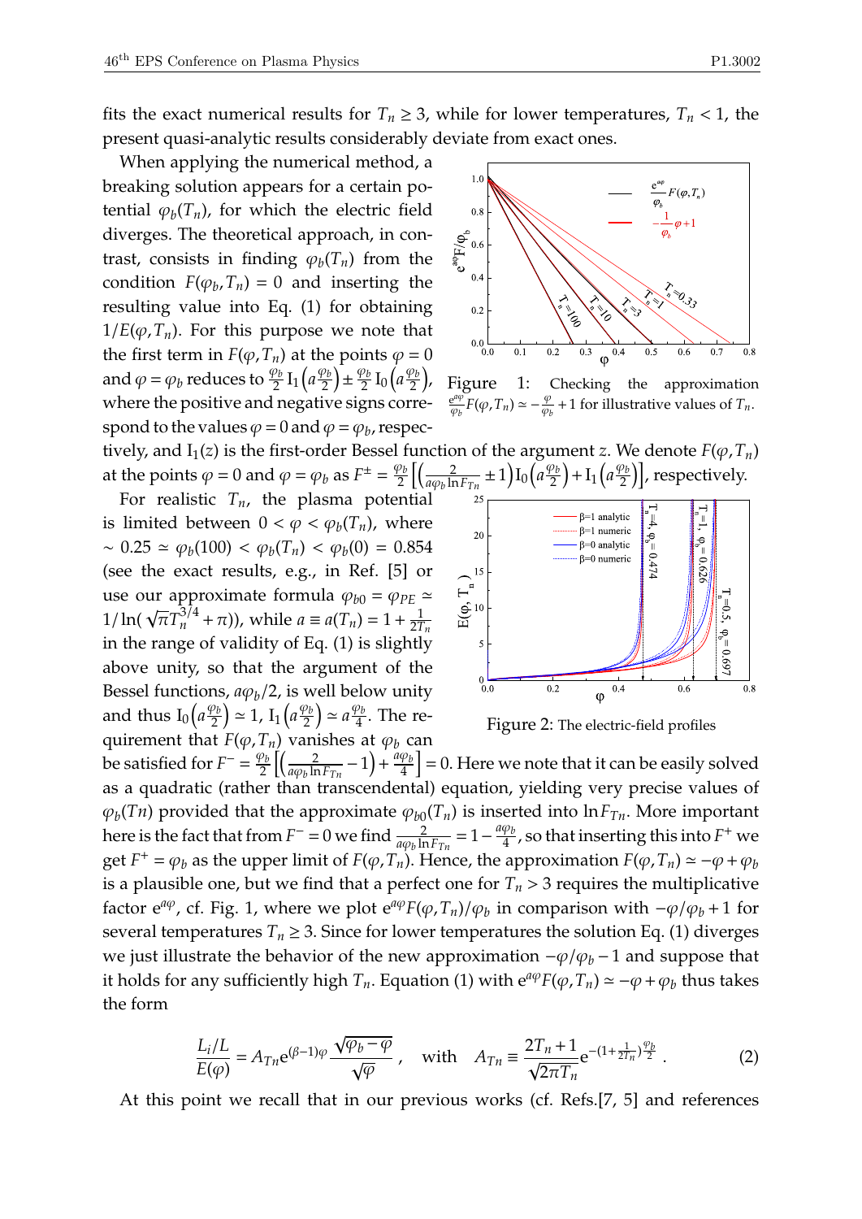fits the exact numerical results for $T_n \geq 3$, while for lower temperatures, $T_n < 1$, the present quasi-analytic results considerably deviate from exact ones.

When applying the numerical method, a breaking solution appears for a certain potential $\varphi_b(T_n)$, for which the electric field diverges. The theoretical approach, in contrast, consists in finding $\varphi_b(T_n)$ from the condition $F(\varphi_b, T_n) = 0$ and inserting the resulting value into Eq. (1) for obtaining $1/E(\varphi, T_n)$. For this purpose we note that the first term in $F(\varphi, T_n)$ at the points $\varphi = 0$ and $\varphi = \varphi_b$ reduces to $\frac{\varphi_b}{2}\,\mathrm{I}_1\left(a\frac{\varphi_b}{2}\right) \pm \frac{\varphi_b}{2}\,\mathrm{I}_0\left(a\frac{\varphi_b}{2}\right)$, where the positive and negative signs correspond to the values $\varphi = 0$ and $\varphi = \varphi_b$, respectively, and $\mathrm{I}_1(z)$ is the first-order Bessel function of the argument $z$. We denote $F(\varphi, T_n)$ at the points $\varphi = 0$ and $\varphi = \varphi_b$ as $F^{\pm} = \frac{\varphi_b}{2}\left[\left(\frac{2}{a\varphi_b \ln F_{Tn}} \pm 1\right)\mathrm{I}_0\left(a\frac{\varphi_b}{2}\right) + \mathrm{I}_1\left(a\frac{\varphi_b}{2}\right)\right]$, respectively.

Figure 1: Checking the approximation $\frac{e^{a\varphi}}{\varphi_b}F(\varphi, T_n) \simeq -\frac{\varphi}{\varphi_b} + 1$ for illustrative values of $T_n$.

For realistic $T_n$, the plasma potential is limited between $0 < \varphi < \varphi_b(T_n)$, where $\sim 0.25 \simeq \varphi_b(100) < \varphi_b(T_n) < \varphi_b(0) = 0.854$ (see the exact results, e.g., in Ref. [5] or use our approximate formula $\varphi_{b0} = \varphi_{PE} \simeq 1/\ln(\sqrt{\pi}T_n^{3/4} + \pi)$), while $a \equiv a(T_n) = 1 + \frac{1}{2T_n}$ in the range of validity of Eq. (1) is slightly above unity, so that the argument of the Bessel functions, $a\varphi_b/2$, is well below unity and thus $\mathrm{I}_0\left(a\frac{\varphi_b}{2}\right) \simeq 1$, $\mathrm{I}_1\left(a\frac{\varphi_b}{2}\right) \simeq a\frac{\varphi_b}{4}$. The requirement that $F(\varphi, T_n)$ vanishes at $\varphi_b$ can be satisfied for $F^- = \frac{\varphi_b}{2}\left[\left(\frac{2}{a\varphi_b \ln F_{Tn}} - 1\right) + \frac{a\varphi_b}{4}\right] = 0$. Here we note that it can be easily solved as a quadratic (rather than transcendental) equation, yielding very precise values of $\varphi_b(Tn)$ provided that the approximate $\varphi_{b0}(T_n)$ is inserted into $\ln F_{Tn}$. More important here is the fact that from $F^- = 0$ we find $\frac{2}{a\varphi_b \ln F_{Tn}} = 1 - \frac{a\varphi_b}{4}$, so that inserting this into $F^+$ we get $F^+ = \varphi_b$ as the upper limit of $F(\varphi, T_n)$. Hence, the approximation $F(\varphi, T_n) \simeq -\varphi + \varphi_b$ is a plausible one, but we find that a perfect one for $T_n > 3$ requires the multiplicative factor $e^{a\varphi}$, cf. Fig. 1, where we plot $e^{a\varphi}F(\varphi, T_n)/\varphi_b$ in comparison with $-\varphi/\varphi_b + 1$ for several temperatures $T_n \geq 3$. Since for lower temperatures the solution Eq. (1) diverges we just illustrate the behavior of the new approximation $-\varphi/\varphi_b - 1$ and suppose that it holds for any sufficiently high $T_n$. Equation (1) with $e^{a\varphi}F(\varphi, T_n) \simeq -\varphi + \varphi_b$ thus takes the form

Figure 2: The electric-field profiles

$$\frac{L_i/L}{E(\varphi)} = A_{Tn} e^{(\beta-1)\varphi}\,\frac{\sqrt{\varphi_b - \varphi}}{\sqrt{\varphi}}\,, \quad \text{with} \quad A_{Tn} \equiv \frac{2T_n + 1}{\sqrt{2\pi T_n}} e^{-(1+\frac{1}{2T_n})\frac{\varphi_b}{2}}\,. \tag{2}$$

At this point we recall that in our previous works (cf. Refs.[7, 5] and references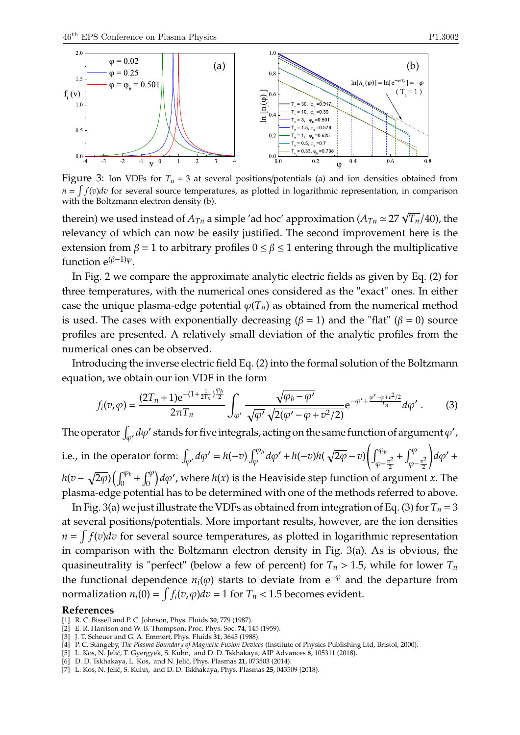(a)

$\varphi = 0.02$

$\varphi = 0.25$

$\varphi = \varphi_b = 0.501$

$f_i(v)$

2.0
1.5
1.0
0.5
0.0

-4 -3 -2 -1 0 1 2 3 4

v

(b)

$\ln[n_e(\varphi)] = \ln[e^{-\varphi/T_e}] = -\varphi$

$(T_e = 1)$

$\ln[n_i(\varphi)]$

$T_n = 30,\ \varphi_b = 0.317$

$T_n = 10,\ \varphi_b = 0.39$

$T_n = 3,\ \varphi_b = 0.501$

$T_n = 1.5,\ \varphi_b = 0.578$

$T_n = 1,\ \varphi_b = 0.625$

$T_n = 0.5,\ \varphi_b = 0.7$

$T_n = 0.33,\ \varphi_b = 0.738$

1.0
0.8
0.6
0.4
0.2
0.0

0.0 0.2 0.4 0.6 0.8

$\varphi$

Figure 3: Ion VDFs for $T_n = 3$ at several positions/potentials (a) and ion densities obtained from $n = \int f(v)dv$ for several source temperatures, as plotted in logarithmic representation, in comparison with the Boltzmann electron density (b).

therein) we used instead of $A_{T_n}$ a simple 'ad hoc' approximation ($A_{T_n} \simeq 27\sqrt{T_n}/40$), the relevancy of which can now be easily justified. The second improvement here is the extension from $\beta = 1$ to arbitrary profiles $0 \le \beta \le 1$ entering through the multiplicative function $e^{(\beta-1)\varphi}$.

In Fig. 2 we compare the approximate analytic electric fields as given by Eq. (2) for three temperatures, with the numerical ones considered as the "exact" ones. In either case the unique plasma-edge potential $\varphi(T_n)$ as obtained from the numerical method is used. The cases with exponentially decreasing ($\beta = 1$) and the "flat" ($\beta = 0$) source profiles are presented. A relatively small deviation of the analytic profiles from the numerical ones can be observed.

Introducing the inverse electric field Eq. (2) into the formal solution of the Boltzmann equation, we obtain our ion VDF in the form

$$f_i(v,\varphi) = \frac{(2T_n+1)e^{-(1+\frac{1}{2T_n})\frac{\varphi_b}{2}}}{2\pi T_n} \int_{\varphi'} \frac{\sqrt{\varphi_b - \varphi'}}{\sqrt{\varphi'}\sqrt{2(\varphi' - \varphi + v^2/2)}} e^{-\varphi' + \frac{\varphi' - \varphi + v^2/2}{T_n}} d\varphi' \,. \tag{3}$$

The operator $\int_{\varphi'} d\varphi'$ stands for five integrals, acting on the same function of argument $\varphi'$, i.e., in the operator form: $\int_{\varphi'} d\varphi' = h(-v)\int_{\varphi}^{\varphi_b} d\varphi' + h(-v)h(\sqrt{2\varphi} - v)\left(\int_{\varphi-\frac{v^2}{2}}^{\varphi_b} + \int_{\varphi-\frac{v^2}{2}}^{\varphi}\right)d\varphi' + h(v - \sqrt{2\varphi})\left(\int_0^{\varphi_b} + \int_0^{\varphi}\right)d\varphi'$, where $h(x)$ is the Heaviside step function of argument $x$. The plasma-edge potential has to be determined with one of the methods referred to above.

In Fig. 3(a) we just illustrate the VDFs as obtained from integration of Eq. (3) for $T_n = 3$ at several positions/potentials. More important results, however, are the ion densities $n = \int f(v)dv$ for several source temperatures, as plotted in logarithmic representation in comparison with the Boltzmann electron density in Fig. 3(a). As is obvious, the quasineutrality is "perfect" (below a few of percent) for $T_n > 1.5$, while for lower $T_n$ the functional dependence $n_i(\varphi)$ starts to deviate from $e^{-\varphi}$ and the departure from normalization $n_i(0) = \int f_i(v,\varphi)dv = 1$ for $T_n < 1.5$ becomes evident.

## References

[1] R. C. Bissell and P. C. Johnson, Phys. Fluids **30**, 779 (1987).
[2] E. R. Harrison and W. B. Thompson, Proc. Phys. Soc. **74**, 145 (1959).
[3] J. T. Scheuer and G. A. Emmert, Phys. Fluids **31**, 3645 (1988).
[4] P. C. Stangeby, *The Plasma Boundary of Magnetic Fusion Devices* (Institute of Physics Publishing Ltd, Bristol, 2000).
[5] L. Kos, N. Jelić, T. Gyergyek, S. Kuhn, and D. D. Tskhakaya, AIP Advances **8**, 105311 (2018).
[6] D. D. Tskhakaya, L. Kos, and N. Jelić, Phys. Plasmas **21**, 073503 (2014).
[7] L. Kos, N. Jelić, S. Kuhn, and D. D. Tskhakaya, Phys. Plasmas **25**, 043509 (2018).